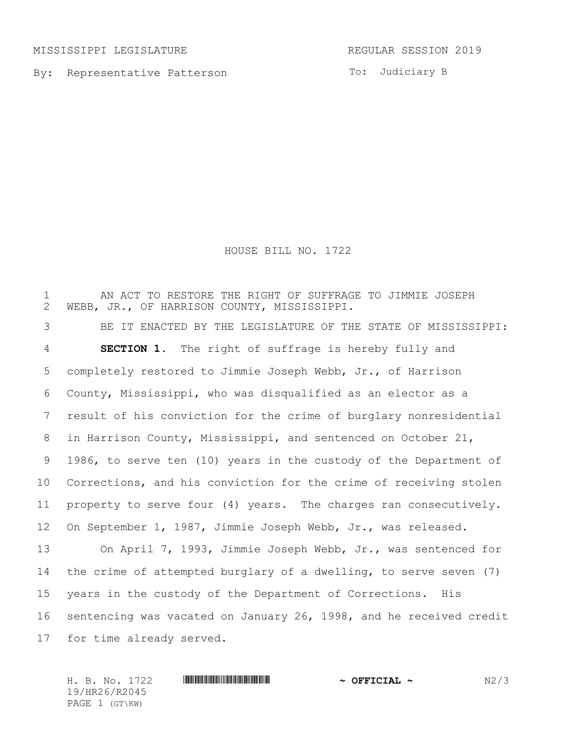MISSISSIPPI LEGISLATURE REGULAR SESSION 2019

By: Representative Patterson

To: Judiciary B

# HOUSE BILL NO. 1722

AN ACT TO RESTORE THE RIGHT OF SUFFRAGE TO JIMMIE JOSEPH WEBB, JR., OF HARRISON COUNTY, MISSISSIPPI.

BE IT ENACTED BY THE LEGISLATURE OF THE STATE OF MISSISSIPPI:

**SECTION 1.** The right of suffrage is hereby fully and completely restored to Jimmie Joseph Webb, Jr., of Harrison County, Mississippi, who was disqualified as an elector as a result of his conviction for the crime of burglary nonresidential in Harrison County, Mississippi, and sentenced on October 21, 1986, to serve ten (10) years in the custody of the Department of Corrections, and his conviction for the crime of receiving stolen property to serve four (4) years. The charges ran consecutively. On September 1, 1987, Jimmie Joseph Webb, Jr., was released.

On April 7, 1993, Jimmie Joseph Webb, Jr., was sentenced for the crime of attempted burglary of a dwelling, to serve seven (7) years in the custody of the Department of Corrections. His sentencing was vacated on January 26, 1998, and he received credit for time already served.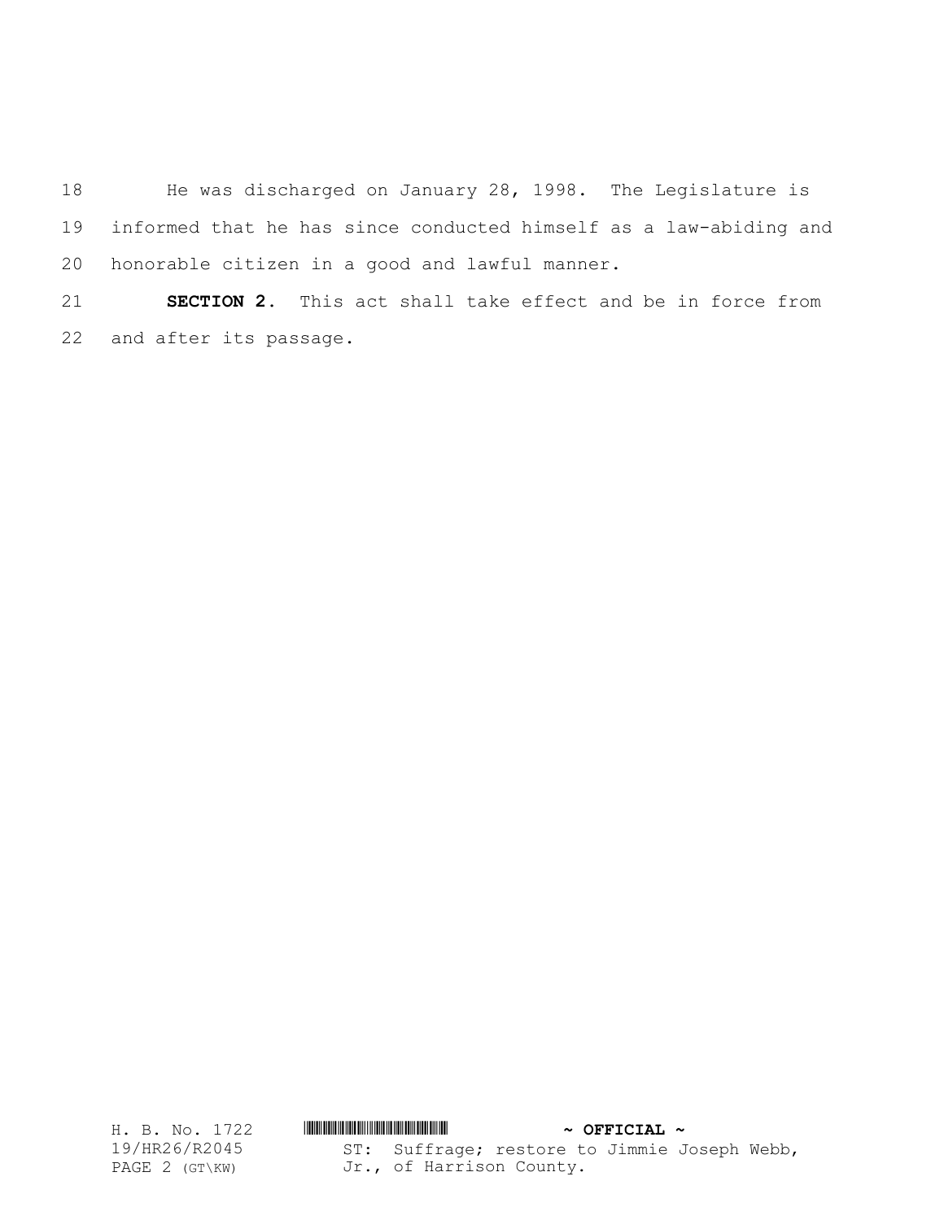He was discharged on January 28, 1998. The Legislature is informed that he has since conducted himself as a law-abiding and honorable citizen in a good and lawful manner.

**SECTION 2.** This act shall take effect and be in force from and after its passage.